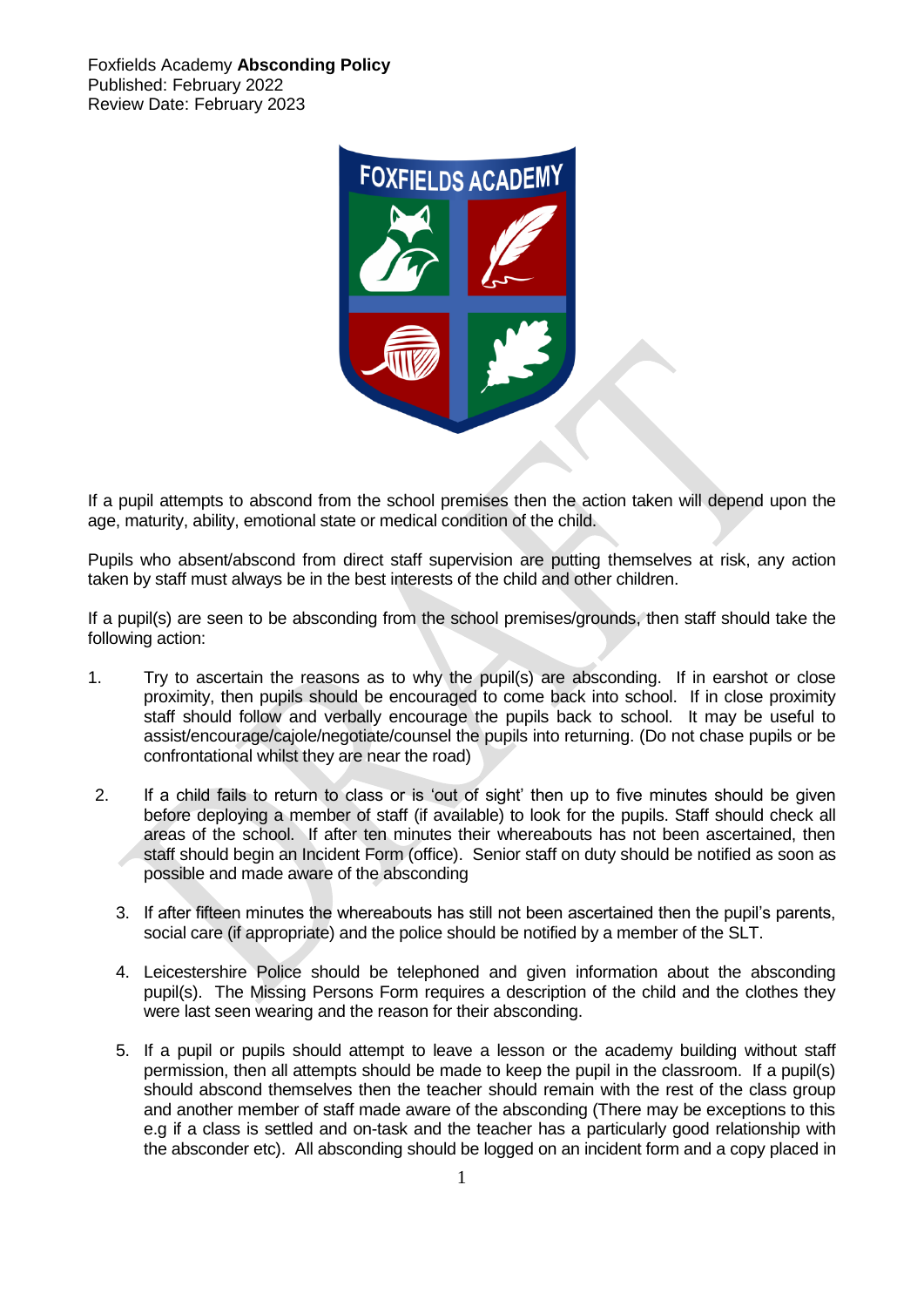Foxfields Academy **Absconding Policy**
Published: February 2022
Review Date: February 2023

If a pupil attempts to abscond from the school premises then the action taken will depend upon the age, maturity, ability, emotional state or medical condition of the child.

Pupils who absent/abscond from direct staff supervision are putting themselves at risk, any action taken by staff must always be in the best interests of the child and other children.

If a pupil(s) are seen to be absconding from the school premises/grounds, then staff should take the following action:

1. Try to ascertain the reasons as to why the pupil(s) are absconding. If in earshot or close proximity, then pupils should be encouraged to come back into school. If in close proximity staff should follow and verbally encourage the pupils back to school. It may be useful to assist/encourage/cajole/negotiate/counsel the pupils into returning. (Do not chase pupils or be confrontational whilst they are near the road)

2. If a child fails to return to class or is 'out of sight' then up to five minutes should be given before deploying a member of staff (if available) to look for the pupils. Staff should check all areas of the school. If after ten minutes their whereabouts has not been ascertained, then staff should begin an Incident Form (office). Senior staff on duty should be notified as soon as possible and made aware of the absconding

3. If after fifteen minutes the whereabouts has still not been ascertained then the pupil's parents, social care (if appropriate) and the police should be notified by a member of the SLT.

4. Leicestershire Police should be telephoned and given information about the absconding pupil(s). The Missing Persons Form requires a description of the child and the clothes they were last seen wearing and the reason for their absconding.

5. If a pupil or pupils should attempt to leave a lesson or the academy building without staff permission, then all attempts should be made to keep the pupil in the classroom. If a pupil(s) should abscond themselves then the teacher should remain with the rest of the class group and another member of staff made aware of the absconding (There may be exceptions to this e.g if a class is settled and on-task and the teacher has a particularly good relationship with the absconder etc). All absconding should be logged on an incident form and a copy placed in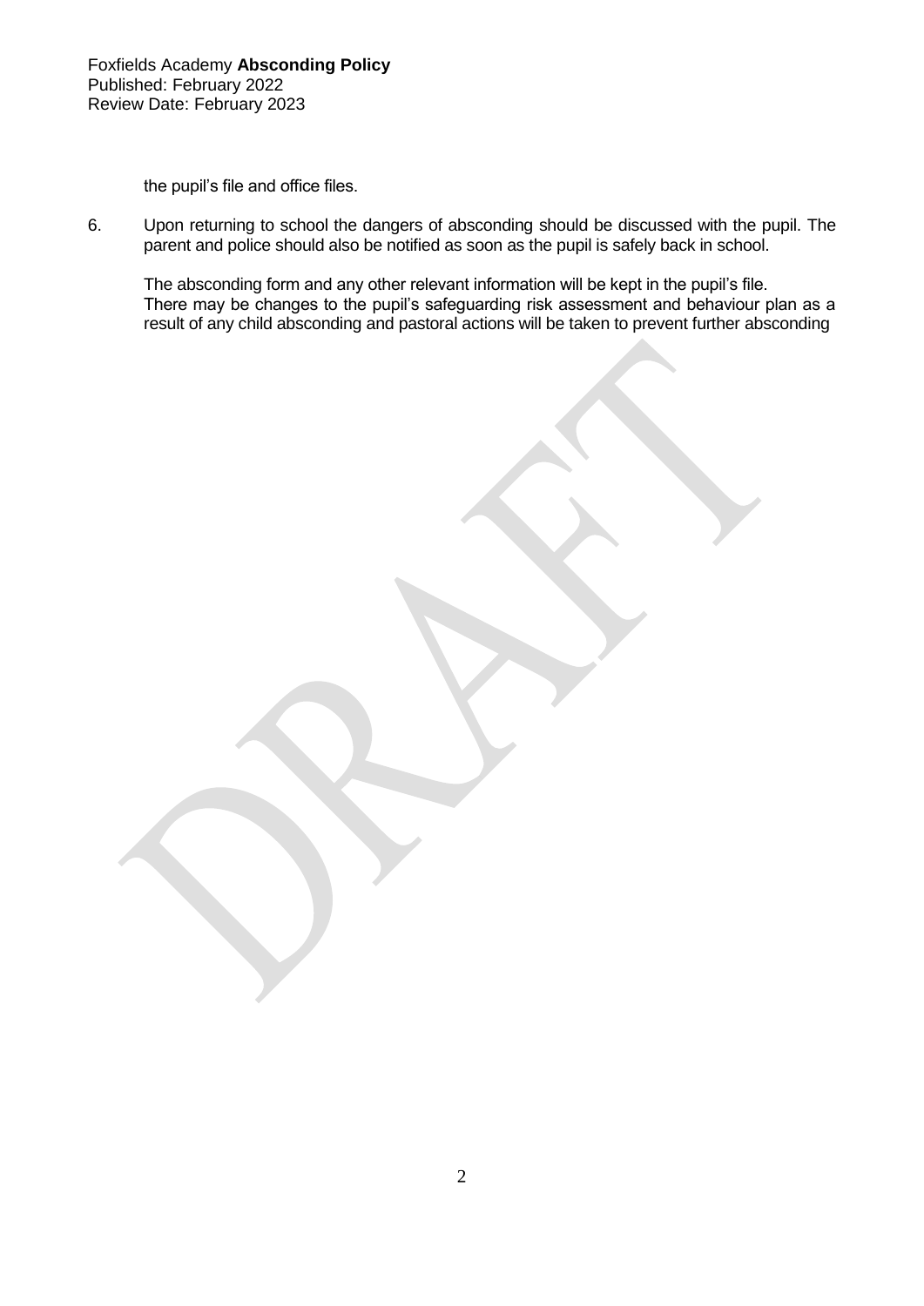the pupil's file and office files.

6. Upon returning to school the dangers of absconding should be discussed with the pupil. The parent and police should also be notified as soon as the pupil is safely back in school.

   The absconding form and any other relevant information will be kept in the pupil's file.
   There may be changes to the pupil's safeguarding risk assessment and behaviour plan as a result of any child absconding and pastoral actions will be taken to prevent further absconding